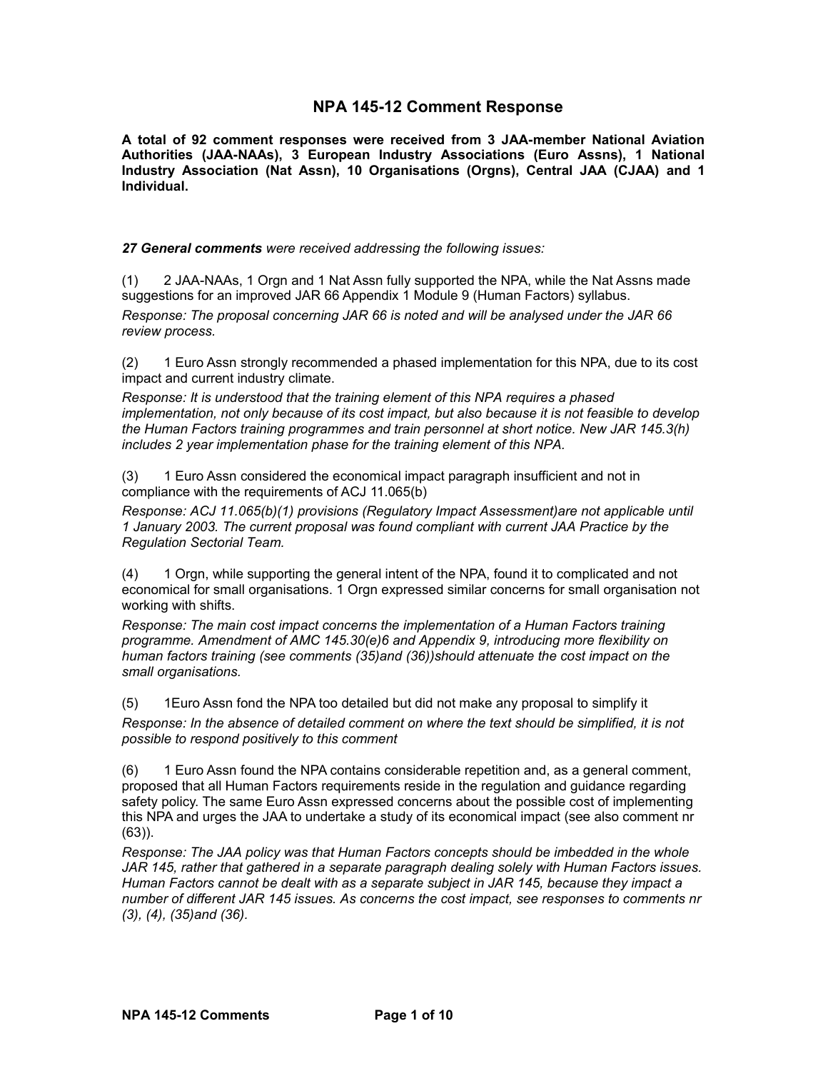# NPA 145-12 Comment Response

**A total of 92 comment responses were received from 3 JAA-member National Aviation Authorities (JAA-NAAs), 3 European Industry Associations (Euro Assns), 1 National Industry Association (Nat Assn), 10 Organisations (Orgns), Central JAA (CJAA) and 1 Individual.**

***27 General comments** were received addressing the following issues:*

(1) 2 JAA-NAAs, 1 Orgn and 1 Nat Assn fully supported the NPA, while the Nat Assns made suggestions for an improved JAR 66 Appendix 1 Module 9 (Human Factors) syllabus.

*Response: The proposal concerning JAR 66 is noted and will be analysed under the JAR 66 review process.*

(2) 1 Euro Assn strongly recommended a phased implementation for this NPA, due to its cost impact and current industry climate.

*Response: It is understood that the training element of this NPA requires a phased implementation, not only because of its cost impact, but also because it is not feasible to develop the Human Factors training programmes and train personnel at short notice. New JAR 145.3(h) includes 2 year implementation phase for the training element of this NPA.*

(3) 1 Euro Assn considered the economical impact paragraph insufficient and not in compliance with the requirements of ACJ 11.065(b)

*Response: ACJ 11.065(b)(1) provisions (Regulatory Impact Assessment)are not applicable until 1 January 2003. The current proposal was found compliant with current JAA Practice by the Regulation Sectorial Team.*

(4) 1 Orgn, while supporting the general intent of the NPA, found it to complicated and not economical for small organisations. 1 Orgn expressed similar concerns for small organisation not working with shifts.

*Response: The main cost impact concerns the implementation of a Human Factors training programme. Amendment of AMC 145.30(e)6 and Appendix 9, introducing more flexibility on human factors training (see comments (35)and (36))should attenuate the cost impact on the small organisations.*

(5) 1Euro Assn fond the NPA too detailed but did not make any proposal to simplify it

*Response: In the absence of detailed comment on where the text should be simplified, it is not possible to respond positively to this comment*

(6) 1 Euro Assn found the NPA contains considerable repetition and, as a general comment, proposed that all Human Factors requirements reside in the regulation and guidance regarding safety policy. The same Euro Assn expressed concerns about the possible cost of implementing this NPA and urges the JAA to undertake a study of its economical impact (see also comment nr (63)).

*Response: The JAA policy was that Human Factors concepts should be imbedded in the whole JAR 145, rather that gathered in a separate paragraph dealing solely with Human Factors issues. Human Factors cannot be dealt with as a separate subject in JAR 145, because they impact a number of different JAR 145 issues. As concerns the cost impact, see responses to comments nr (3), (4), (35)and (36).*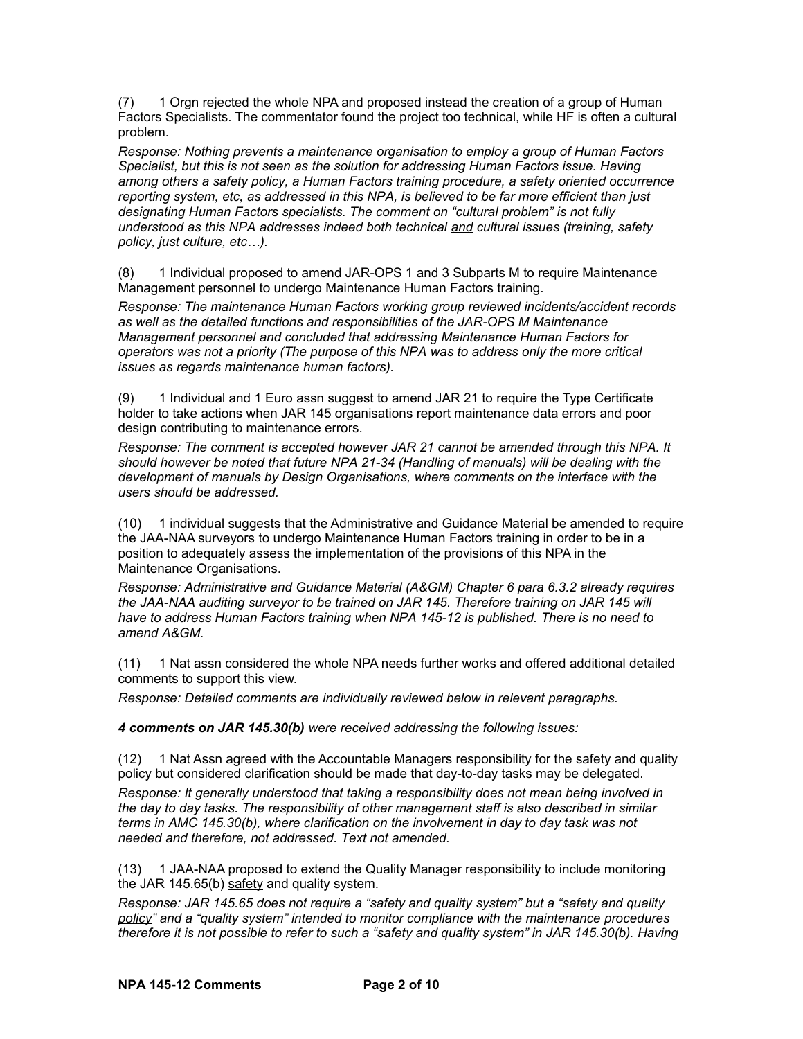(7) 1 Orgn rejected the whole NPA and proposed instead the creation of a group of Human Factors Specialists. The commentator found the project too technical, while HF is often a cultural problem.

*Response: Nothing prevents a maintenance organisation to employ a group of Human Factors Specialist, but this is not seen as the solution for addressing Human Factors issue. Having among others a safety policy, a Human Factors training procedure, a safety oriented occurrence reporting system, etc, as addressed in this NPA, is believed to be far more efficient than just designating Human Factors specialists. The comment on "cultural problem" is not fully understood as this NPA addresses indeed both technical and cultural issues (training, safety policy, just culture, etc…).*

(8) 1 Individual proposed to amend JAR-OPS 1 and 3 Subparts M to require Maintenance Management personnel to undergo Maintenance Human Factors training.

*Response: The maintenance Human Factors working group reviewed incidents/accident records as well as the detailed functions and responsibilities of the JAR-OPS M Maintenance Management personnel and concluded that addressing Maintenance Human Factors for operators was not a priority (The purpose of this NPA was to address only the more critical issues as regards maintenance human factors).*

(9) 1 Individual and 1 Euro assn suggest to amend JAR 21 to require the Type Certificate holder to take actions when JAR 145 organisations report maintenance data errors and poor design contributing to maintenance errors.

*Response: The comment is accepted however JAR 21 cannot be amended through this NPA. It should however be noted that future NPA 21-34 (Handling of manuals) will be dealing with the development of manuals by Design Organisations, where comments on the interface with the users should be addressed.*

(10) 1 individual suggests that the Administrative and Guidance Material be amended to require the JAA-NAA surveyors to undergo Maintenance Human Factors training in order to be in a position to adequately assess the implementation of the provisions of this NPA in the Maintenance Organisations.

*Response: Administrative and Guidance Material (A&GM) Chapter 6 para 6.3.2 already requires the JAA-NAA auditing surveyor to be trained on JAR 145. Therefore training on JAR 145 will have to address Human Factors training when NPA 145-12 is published. There is no need to amend A&GM.*

(11) 1 Nat assn considered the whole NPA needs further works and offered additional detailed comments to support this view.

*Response: Detailed comments are individually reviewed below in relevant paragraphs.*

***4 comments on JAR 145.30(b)*** *were received addressing the following issues:*

(12) 1 Nat Assn agreed with the Accountable Managers responsibility for the safety and quality policy but considered clarification should be made that day-to-day tasks may be delegated.

*Response: It generally understood that taking a responsibility does not mean being involved in the day to day tasks. The responsibility of other management staff is also described in similar terms in AMC 145.30(b), where clarification on the involvement in day to day task was not needed and therefore, not addressed. Text not amended.*

(13) 1 JAA-NAA proposed to extend the Quality Manager responsibility to include monitoring the JAR 145.65(b) safety and quality system.

*Response: JAR 145.65 does not require a "safety and quality system" but a "safety and quality policy" and a "quality system" intended to monitor compliance with the maintenance procedures therefore it is not possible to refer to such a "safety and quality system" in JAR 145.30(b). Having*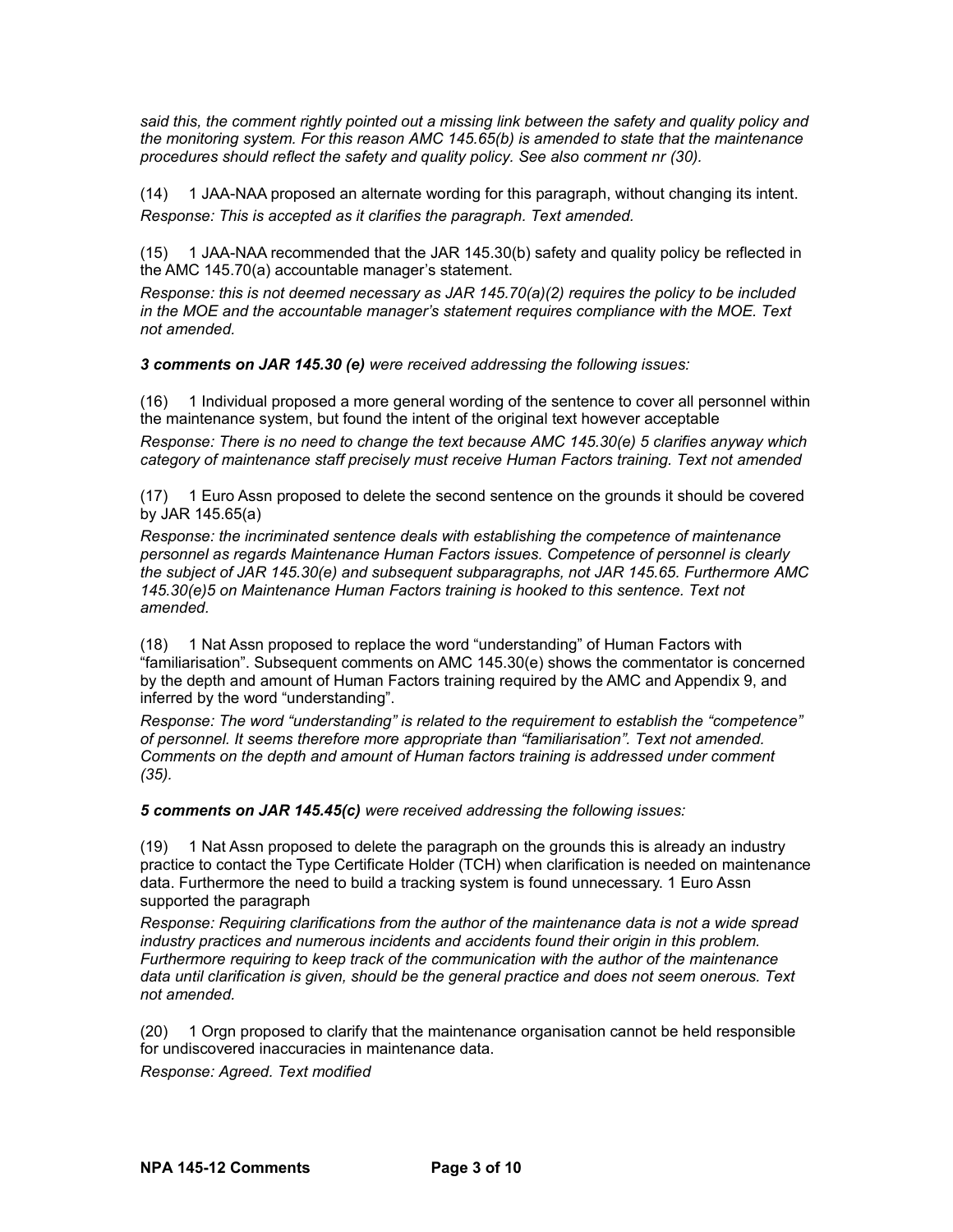*said this, the comment rightly pointed out a missing link between the safety and quality policy and the monitoring system. For this reason AMC 145.65(b) is amended to state that the maintenance procedures should reflect the safety and quality policy. See also comment nr (30).*

(14) 1 JAA-NAA proposed an alternate wording for this paragraph, without changing its intent.

*Response: This is accepted as it clarifies the paragraph. Text amended.*

(15) 1 JAA-NAA recommended that the JAR 145.30(b) safety and quality policy be reflected in the AMC 145.70(a) accountable manager's statement.

*Response: this is not deemed necessary as JAR 145.70(a)(2) requires the policy to be included in the MOE and the accountable manager's statement requires compliance with the MOE. Text not amended.*

***3 comments on JAR 145.30 (e)*** *were received addressing the following issues:*

(16) 1 Individual proposed a more general wording of the sentence to cover all personnel within the maintenance system, but found the intent of the original text however acceptable

*Response: There is no need to change the text because AMC 145.30(e) 5 clarifies anyway which category of maintenance staff precisely must receive Human Factors training. Text not amended*

(17) 1 Euro Assn proposed to delete the second sentence on the grounds it should be covered by JAR 145.65(a)

*Response: the incriminated sentence deals with establishing the competence of maintenance personnel as regards Maintenance Human Factors issues. Competence of personnel is clearly the subject of JAR 145.30(e) and subsequent subparagraphs, not JAR 145.65. Furthermore AMC 145.30(e)5 on Maintenance Human Factors training is hooked to this sentence. Text not amended.*

(18) 1 Nat Assn proposed to replace the word "understanding" of Human Factors with "familiarisation". Subsequent comments on AMC 145.30(e) shows the commentator is concerned by the depth and amount of Human Factors training required by the AMC and Appendix 9, and inferred by the word "understanding".

*Response: The word "understanding" is related to the requirement to establish the "competence" of personnel. It seems therefore more appropriate than "familiarisation". Text not amended. Comments on the depth and amount of Human factors training is addressed under comment (35).*

***5 comments on JAR 145.45(c)*** *were received addressing the following issues:*

(19) 1 Nat Assn proposed to delete the paragraph on the grounds this is already an industry practice to contact the Type Certificate Holder (TCH) when clarification is needed on maintenance data. Furthermore the need to build a tracking system is found unnecessary. 1 Euro Assn supported the paragraph

*Response: Requiring clarifications from the author of the maintenance data is not a wide spread industry practices and numerous incidents and accidents found their origin in this problem. Furthermore requiring to keep track of the communication with the author of the maintenance data until clarification is given, should be the general practice and does not seem onerous. Text not amended.*

(20) 1 Orgn proposed to clarify that the maintenance organisation cannot be held responsible for undiscovered inaccuracies in maintenance data.

*Response: Agreed. Text modified*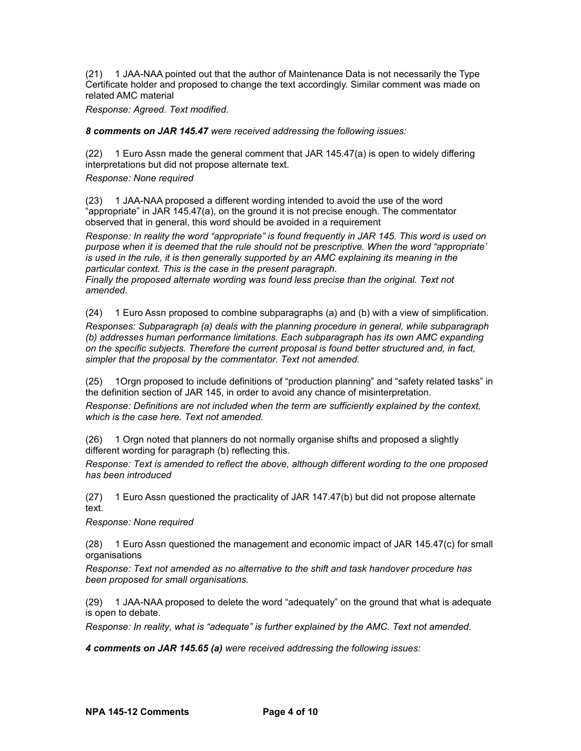(21) 1 JAA-NAA pointed out that the author of Maintenance Data is not necessarily the Type Certificate holder and proposed to change the text accordingly. Similar comment was made on related AMC material

*Response: Agreed. Text modified.*

***8 comments on JAR 145.47** were received addressing the following issues:*

(22) 1 Euro Assn made the general comment that JAR 145.47(a) is open to widely differing interpretations but did not propose alternate text.

*Response: None required*

(23) 1 JAA-NAA proposed a different wording intended to avoid the use of the word "appropriate" in JAR 145.47(a), on the ground it is not precise enough. The commentator observed that in general, this word should be avoided in a requirement

*Response: In reality the word "appropriate" is found frequently in JAR 145. This word is used on purpose when it is deemed that the rule should not be prescriptive. When the word "appropriate' is used in the rule, it is then generally supported by an AMC explaining its meaning in the particular context. This is the case in the present paragraph.*
*Finally the proposed alternate wording was found less precise than the original. Text not amended.*

(24) 1 Euro Assn proposed to combine subparagraphs (a) and (b) with a view of simplification.

*Responses: Subparagraph (a) deals with the planning procedure in general, while subparagraph (b) addresses human performance limitations. Each subparagraph has its own AMC expanding on the specific subjects. Therefore the current proposal is found better structured and, in fact, simpler that the proposal by the commentator. Text not amended.*

(25) 1Orgn proposed to include definitions of "production planning" and "safety related tasks" in the definition section of JAR 145, in order to avoid any chance of misinterpretation.

*Response: Definitions are not included when the term are sufficiently explained by the context, which is the case here. Text not amended.*

(26) 1 Orgn noted that planners do not normally organise shifts and proposed a slightly different wording for paragraph (b) reflecting this.

*Response: Text is amended to reflect the above, although different wording to the one proposed has been introduced*

(27) 1 Euro Assn questioned the practicality of JAR 147.47(b) but did not propose alternate text.

*Response: None required*

(28) 1 Euro Assn questioned the management and economic impact of JAR 145.47(c) for small organisations

*Response: Text not amended as no alternative to the shift and task handover procedure has been proposed for small organisations.*

(29) 1 JAA-NAA proposed to delete the word "adequately" on the ground that what is adequate is open to debate.

*Response: In reality, what is "adequate" is further explained by the AMC. Text not amended.*

***4 comments on JAR 145.65 (a)** were received addressing the following issues:*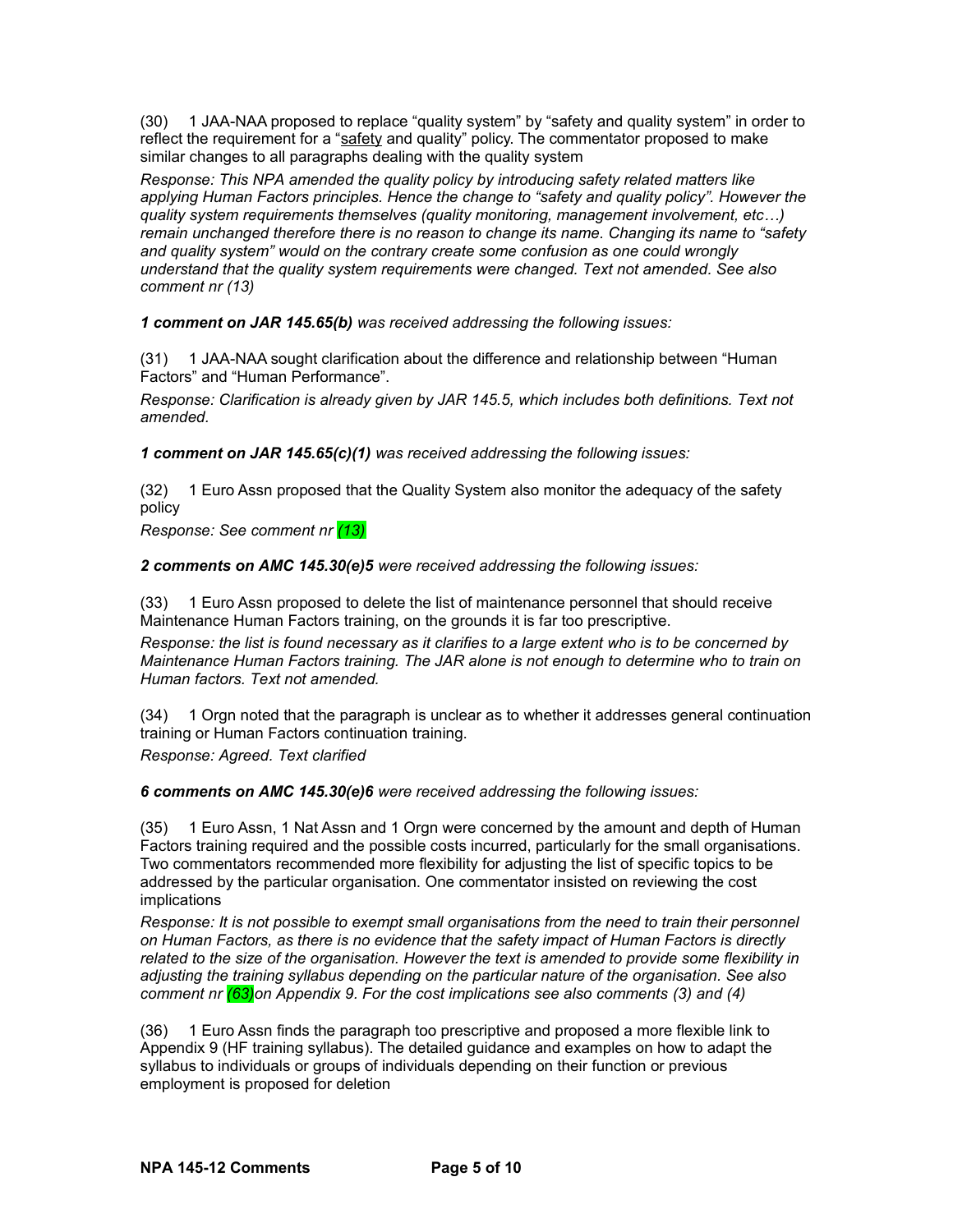(30) 1 JAA-NAA proposed to replace "quality system" by "safety and quality system" in order to reflect the requirement for a "safety and quality" policy. The commentator proposed to make similar changes to all paragraphs dealing with the quality system

*Response: This NPA amended the quality policy by introducing safety related matters like applying Human Factors principles. Hence the change to "safety and quality policy". However the quality system requirements themselves (quality monitoring, management involvement, etc…) remain unchanged therefore there is no reason to change its name. Changing its name to "safety and quality system" would on the contrary create some confusion as one could wrongly understand that the quality system requirements were changed. Text not amended. See also comment nr (13)*

***1 comment on JAR 145.65(b)** was received addressing the following issues:*

(31) 1 JAA-NAA sought clarification about the difference and relationship between "Human Factors" and "Human Performance".

*Response: Clarification is already given by JAR 145.5, which includes both definitions. Text not amended.*

***1 comment on JAR 145.65(c)(1)** was received addressing the following issues:*

(32) 1 Euro Assn proposed that the Quality System also monitor the adequacy of the safety policy

*Response: See comment nr (13)*

***2 comments on AMC 145.30(e)5** were received addressing the following issues:*

(33) 1 Euro Assn proposed to delete the list of maintenance personnel that should receive Maintenance Human Factors training, on the grounds it is far too prescriptive.

*Response: the list is found necessary as it clarifies to a large extent who is to be concerned by Maintenance Human Factors training. The JAR alone is not enough to determine who to train on Human factors. Text not amended.*

(34) 1 Orgn noted that the paragraph is unclear as to whether it addresses general continuation training or Human Factors continuation training.

*Response: Agreed. Text clarified*

***6 comments on AMC 145.30(e)6** were received addressing the following issues:*

(35) 1 Euro Assn, 1 Nat Assn and 1 Orgn were concerned by the amount and depth of Human Factors training required and the possible costs incurred, particularly for the small organisations. Two commentators recommended more flexibility for adjusting the list of specific topics to be addressed by the particular organisation. One commentator insisted on reviewing the cost implications

*Response: It is not possible to exempt small organisations from the need to train their personnel on Human Factors, as there is no evidence that the safety impact of Human Factors is directly related to the size of the organisation. However the text is amended to provide some flexibility in adjusting the training syllabus depending on the particular nature of the organisation. See also comment nr (63) on Appendix 9. For the cost implications see also comments (3) and (4)*

(36) 1 Euro Assn finds the paragraph too prescriptive and proposed a more flexible link to Appendix 9 (HF training syllabus). The detailed guidance and examples on how to adapt the syllabus to individuals or groups of individuals depending on their function or previous employment is proposed for deletion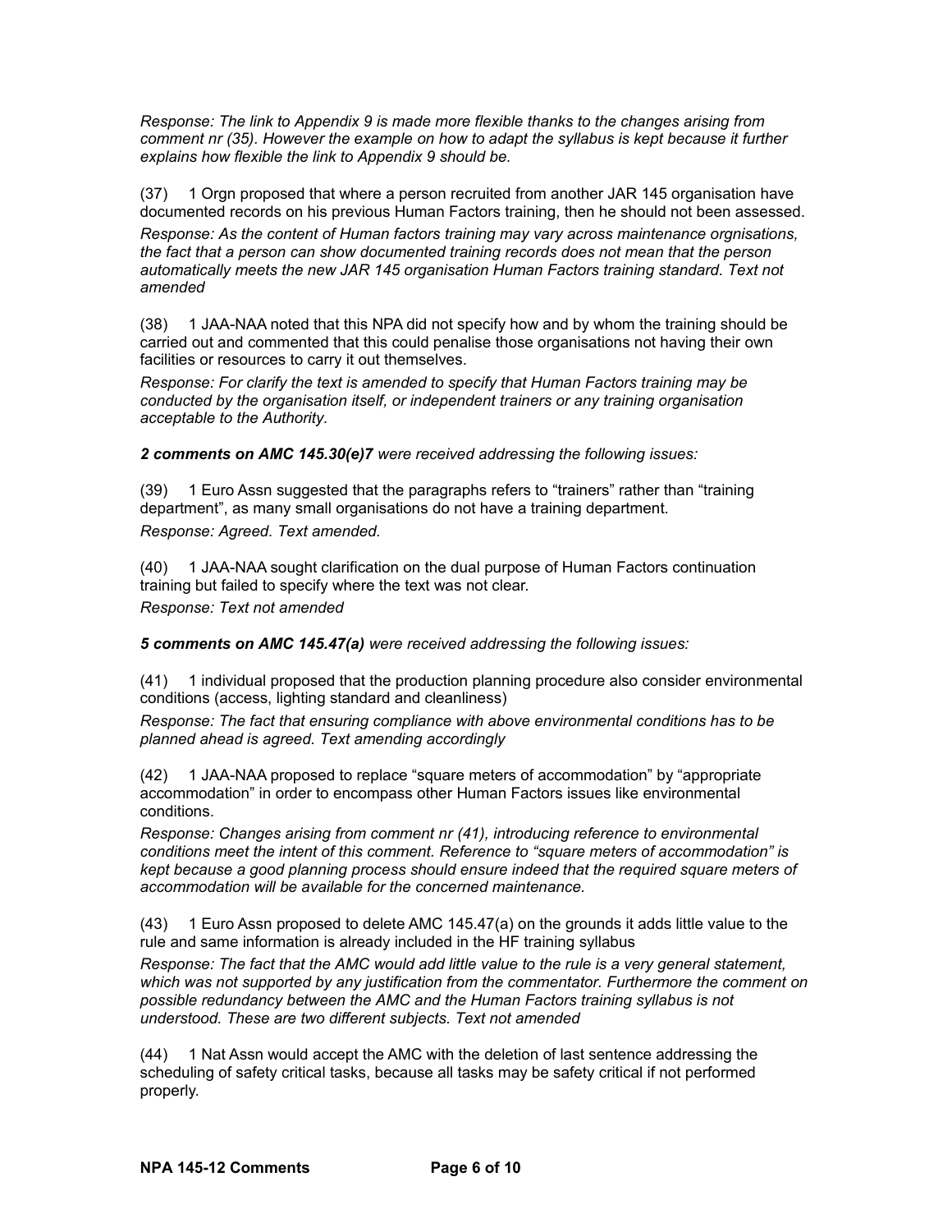*Response: The link to Appendix 9 is made more flexible thanks to the changes arising from comment nr (35). However the example on how to adapt the syllabus is kept because it further explains how flexible the link to Appendix 9 should be.*

(37) 1 Orgn proposed that where a person recruited from another JAR 145 organisation have documented records on his previous Human Factors training, then he should not been assessed.

*Response: As the content of Human factors training may vary across maintenance orgnisations, the fact that a person can show documented training records does not mean that the person automatically meets the new JAR 145 organisation Human Factors training standard. Text not amended*

(38) 1 JAA-NAA noted that this NPA did not specify how and by whom the training should be carried out and commented that this could penalise those organisations not having their own facilities or resources to carry it out themselves.

*Response: For clarify the text is amended to specify that Human Factors training may be conducted by the organisation itself, or independent trainers or any training organisation acceptable to the Authority.*

***2 comments on AMC 145.30(e)7*** *were received addressing the following issues:*

(39) 1 Euro Assn suggested that the paragraphs refers to "trainers" rather than "training department", as many small organisations do not have a training department.

*Response: Agreed. Text amended.*

(40) 1 JAA-NAA sought clarification on the dual purpose of Human Factors continuation training but failed to specify where the text was not clear.

*Response: Text not amended*

***5 comments on AMC 145.47(a)*** *were received addressing the following issues:*

(41) 1 individual proposed that the production planning procedure also consider environmental conditions (access, lighting standard and cleanliness)

*Response: The fact that ensuring compliance with above environmental conditions has to be planned ahead is agreed. Text amending accordingly*

(42) 1 JAA-NAA proposed to replace "square meters of accommodation" by "appropriate accommodation" in order to encompass other Human Factors issues like environmental conditions.

*Response: Changes arising from comment nr (41), introducing reference to environmental conditions meet the intent of this comment. Reference to "square meters of accommodation" is kept because a good planning process should ensure indeed that the required square meters of accommodation will be available for the concerned maintenance.*

(43) 1 Euro Assn proposed to delete AMC 145.47(a) on the grounds it adds little value to the rule and same information is already included in the HF training syllabus

*Response: The fact that the AMC would add little value to the rule is a very general statement, which was not supported by any justification from the commentator. Furthermore the comment on possible redundancy between the AMC and the Human Factors training syllabus is not understood. These are two different subjects. Text not amended*

(44) 1 Nat Assn would accept the AMC with the deletion of last sentence addressing the scheduling of safety critical tasks, because all tasks may be safety critical if not performed properly.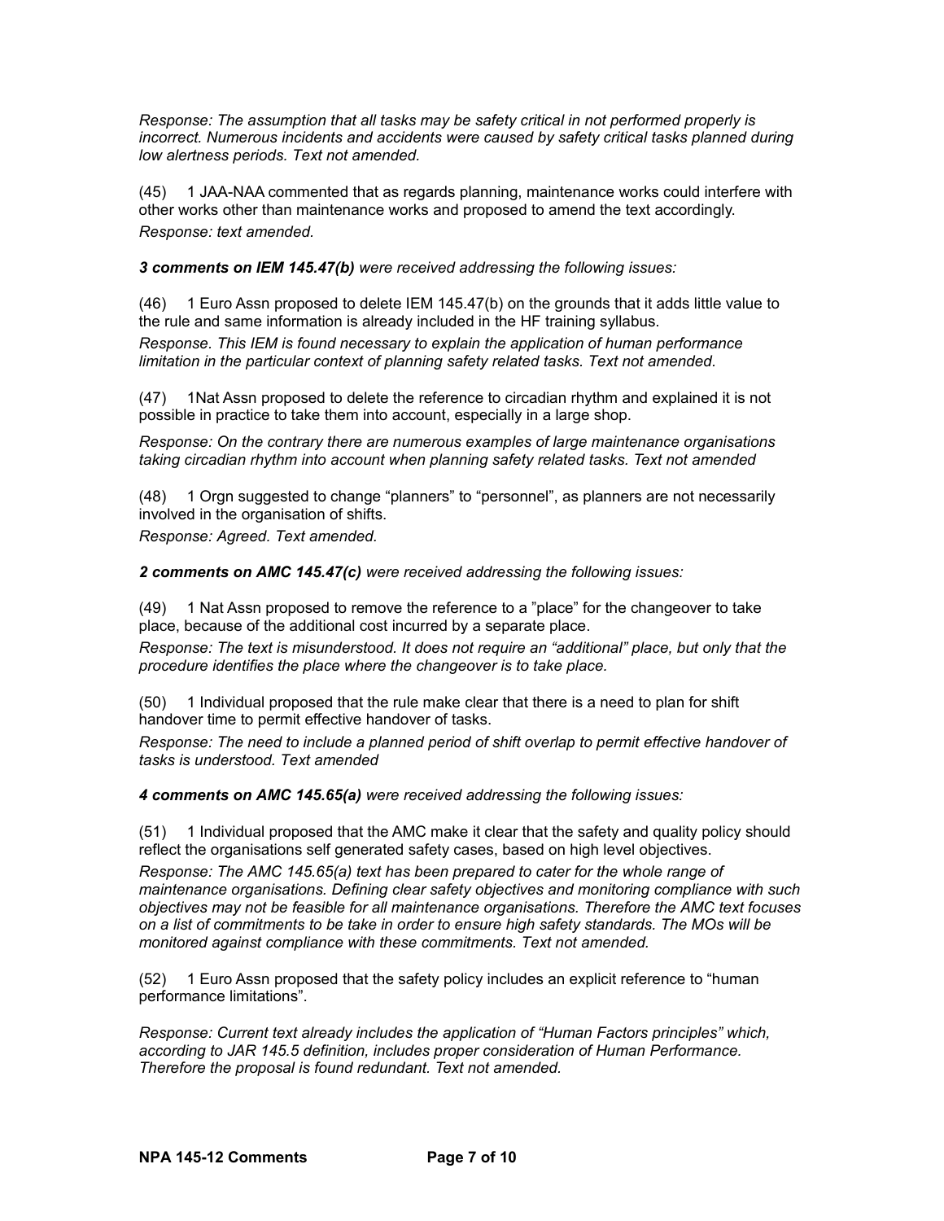*Response: The assumption that all tasks may be safety critical in not performed properly is incorrect. Numerous incidents and accidents were caused by safety critical tasks planned during low alertness periods. Text not amended.*

(45) 1 JAA-NAA commented that as regards planning, maintenance works could interfere with other works other than maintenance works and proposed to amend the text accordingly.

*Response: text amended.*

***3 comments on IEM 145.47(b)*** *were received addressing the following issues:*

(46) 1 Euro Assn proposed to delete IEM 145.47(b) on the grounds that it adds little value to the rule and same information is already included in the HF training syllabus.

*Response. This IEM is found necessary to explain the application of human performance limitation in the particular context of planning safety related tasks. Text not amended.*

(47) 1Nat Assn proposed to delete the reference to circadian rhythm and explained it is not possible in practice to take them into account, especially in a large shop.

*Response: On the contrary there are numerous examples of large maintenance organisations taking circadian rhythm into account when planning safety related tasks. Text not amended*

(48) 1 Orgn suggested to change "planners" to "personnel", as planners are not necessarily involved in the organisation of shifts.

*Response: Agreed. Text amended.*

***2 comments on AMC 145.47(c)*** *were received addressing the following issues:*

(49) 1 Nat Assn proposed to remove the reference to a "place" for the changeover to take place, because of the additional cost incurred by a separate place.

*Response: The text is misunderstood. It does not require an "additional" place, but only that the procedure identifies the place where the changeover is to take place.*

(50) 1 Individual proposed that the rule make clear that there is a need to plan for shift handover time to permit effective handover of tasks.

*Response: The need to include a planned period of shift overlap to permit effective handover of tasks is understood. Text amended*

***4 comments on AMC 145.65(a)*** *were received addressing the following issues:*

(51) 1 Individual proposed that the AMC make it clear that the safety and quality policy should reflect the organisations self generated safety cases, based on high level objectives.

*Response: The AMC 145.65(a) text has been prepared to cater for the whole range of maintenance organisations. Defining clear safety objectives and monitoring compliance with such objectives may not be feasible for all maintenance organisations. Therefore the AMC text focuses on a list of commitments to be take in order to ensure high safety standards. The MOs will be monitored against compliance with these commitments. Text not amended.*

(52) 1 Euro Assn proposed that the safety policy includes an explicit reference to "human performance limitations".

*Response: Current text already includes the application of "Human Factors principles" which, according to JAR 145.5 definition, includes proper consideration of Human Performance. Therefore the proposal is found redundant. Text not amended.*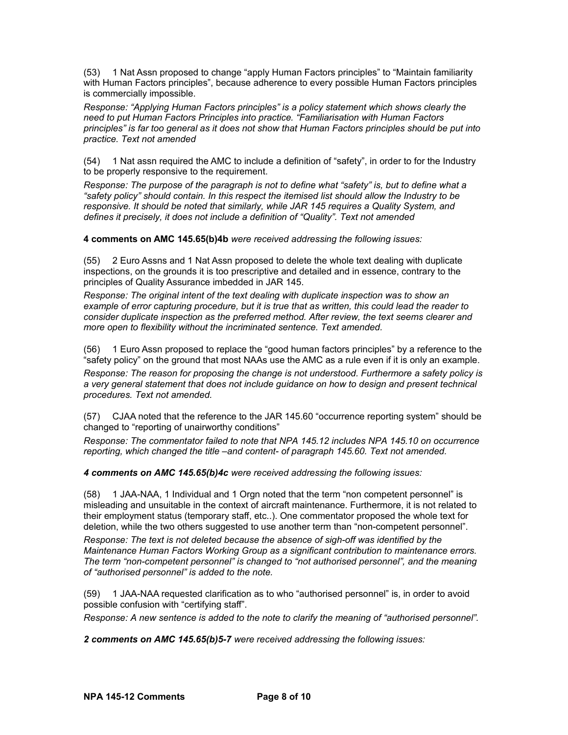(53) 1 Nat Assn proposed to change "apply Human Factors principles" to "Maintain familiarity with Human Factors principles", because adherence to every possible Human Factors principles is commercially impossible.

*Response: "Applying Human Factors principles" is a policy statement which shows clearly the need to put Human Factors Principles into practice. "Familiarisation with Human Factors principles" is far too general as it does not show that Human Factors principles should be put into practice. Text not amended*

(54) 1 Nat assn required the AMC to include a definition of "safety", in order to for the Industry to be properly responsive to the requirement.

*Response: The purpose of the paragraph is not to define what "safety" is, but to define what a "safety policy" should contain. In this respect the itemised list should allow the Industry to be responsive. It should be noted that similarly, while JAR 145 requires a Quality System, and defines it precisely, it does not include a definition of "Quality". Text not amended*

**4 comments on AMC 145.65(b)4b** *were received addressing the following issues:*

(55) 2 Euro Assns and 1 Nat Assn proposed to delete the whole text dealing with duplicate inspections, on the grounds it is too prescriptive and detailed and in essence, contrary to the principles of Quality Assurance imbedded in JAR 145.

*Response: The original intent of the text dealing with duplicate inspection was to show an example of error capturing procedure, but it is true that as written, this could lead the reader to consider duplicate inspection as the preferred method. After review, the text seems clearer and more open to flexibility without the incriminated sentence. Text amended.*

(56) 1 Euro Assn proposed to replace the "good human factors principles" by a reference to the "safety policy" on the ground that most NAAs use the AMC as a rule even if it is only an example.

*Response: The reason for proposing the change is not understood. Furthermore a safety policy is a very general statement that does not include guidance on how to design and present technical procedures. Text not amended.*

(57) CJAA noted that the reference to the JAR 145.60 "occurrence reporting system" should be changed to "reporting of unairworthy conditions"

*Response: The commentator failed to note that NPA 145.12 includes NPA 145.10 on occurrence reporting, which changed the title –and content- of paragraph 145.60. Text not amended.*

***4 comments on AMC 145.65(b)4c*** *were received addressing the following issues:*

(58) 1 JAA-NAA, 1 Individual and 1 Orgn noted that the term "non competent personnel" is misleading and unsuitable in the context of aircraft maintenance. Furthermore, it is not related to their employment status (temporary staff, etc..). One commentator proposed the whole text for deletion, while the two others suggested to use another term than "non-competent personnel".

*Response: The text is not deleted because the absence of sigh-off was identified by the Maintenance Human Factors Working Group as a significant contribution to maintenance errors. The term "non-competent personnel" is changed to "not authorised personnel", and the meaning of "authorised personnel" is added to the note.*

(59) 1 JAA-NAA requested clarification as to who "authorised personnel" is, in order to avoid possible confusion with "certifying staff".

*Response: A new sentence is added to the note to clarify the meaning of "authorised personnel".*

***2 comments on AMC 145.65(b)5-7*** *were received addressing the following issues:*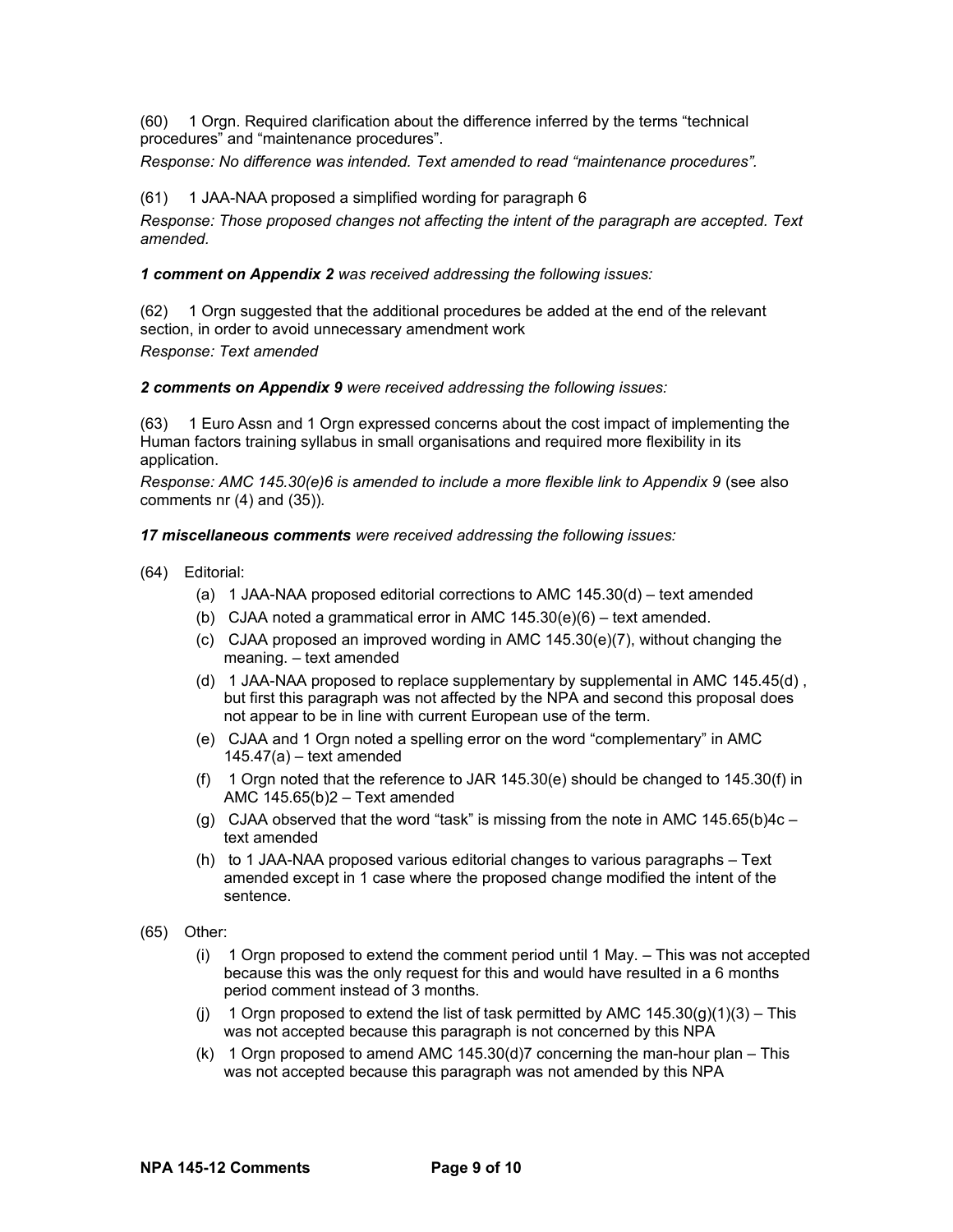(60) 1 Orgn. Required clarification about the difference inferred by the terms “technical procedures” and “maintenance procedures”.

*Response: No difference was intended. Text amended to read “maintenance procedures”.*

(61) 1 JAA-NAA proposed a simplified wording for paragraph 6

*Response: Those proposed changes not affecting the intent of the paragraph are accepted. Text amended.*

***1 comment on Appendix 2** was received addressing the following issues:*

(62) 1 Orgn suggested that the additional procedures be added at the end of the relevant section, in order to avoid unnecessary amendment work

*Response: Text amended*

***2 comments on Appendix 9** were received addressing the following issues:*

(63) 1 Euro Assn and 1 Orgn expressed concerns about the cost impact of implementing the Human factors training syllabus in small organisations and required more flexibility in its application.

*Response: AMC 145.30(e)6 is amended to include a more flexible link to Appendix 9* (see also comments nr (4) and (35)).

***17 miscellaneous comments** were received addressing the following issues:*

(64) Editorial:

- (a) 1 JAA-NAA proposed editorial corrections to AMC 145.30(d) – text amended
- (b) CJAA noted a grammatical error in AMC 145.30(e)(6) – text amended.
- (c) CJAA proposed an improved wording in AMC 145.30(e)(7), without changing the meaning. – text amended
- (d) 1 JAA-NAA proposed to replace supplementary by supplemental in AMC 145.45(d) , but first this paragraph was not affected by the NPA and second this proposal does not appear to be in line with current European use of the term.
- (e) CJAA and 1 Orgn noted a spelling error on the word “complementary” in AMC 145.47(a) – text amended
- (f) 1 Orgn noted that the reference to JAR 145.30(e) should be changed to 145.30(f) in AMC 145.65(b)2 – Text amended
- (g) CJAA observed that the word “task” is missing from the note in AMC 145.65(b)4c – text amended
- (h) to 1 JAA-NAA proposed various editorial changes to various paragraphs – Text amended except in 1 case where the proposed change modified the intent of the sentence.

(65) Other:

- (i) 1 Orgn proposed to extend the comment period until 1 May. – This was not accepted because this was the only request for this and would have resulted in a 6 months period comment instead of 3 months.
- (j) 1 Orgn proposed to extend the list of task permitted by AMC 145.30(g)(1)(3) – This was not accepted because this paragraph is not concerned by this NPA
- (k) 1 Orgn proposed to amend AMC 145.30(d)7 concerning the man-hour plan – This was not accepted because this paragraph was not amended by this NPA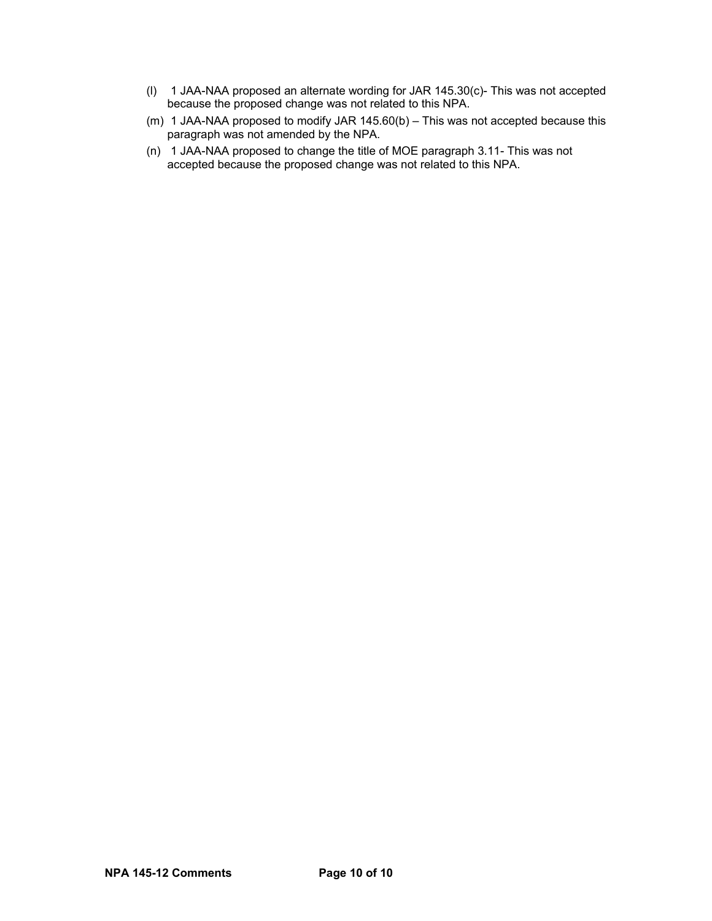(l) 1 JAA-NAA proposed an alternate wording for JAR 145.30(c)- This was not accepted because the proposed change was not related to this NPA.

(m) 1 JAA-NAA proposed to modify JAR 145.60(b) – This was not accepted because this paragraph was not amended by the NPA.

(n) 1 JAA-NAA proposed to change the title of MOE paragraph 3.11- This was not accepted because the proposed change was not related to this NPA.